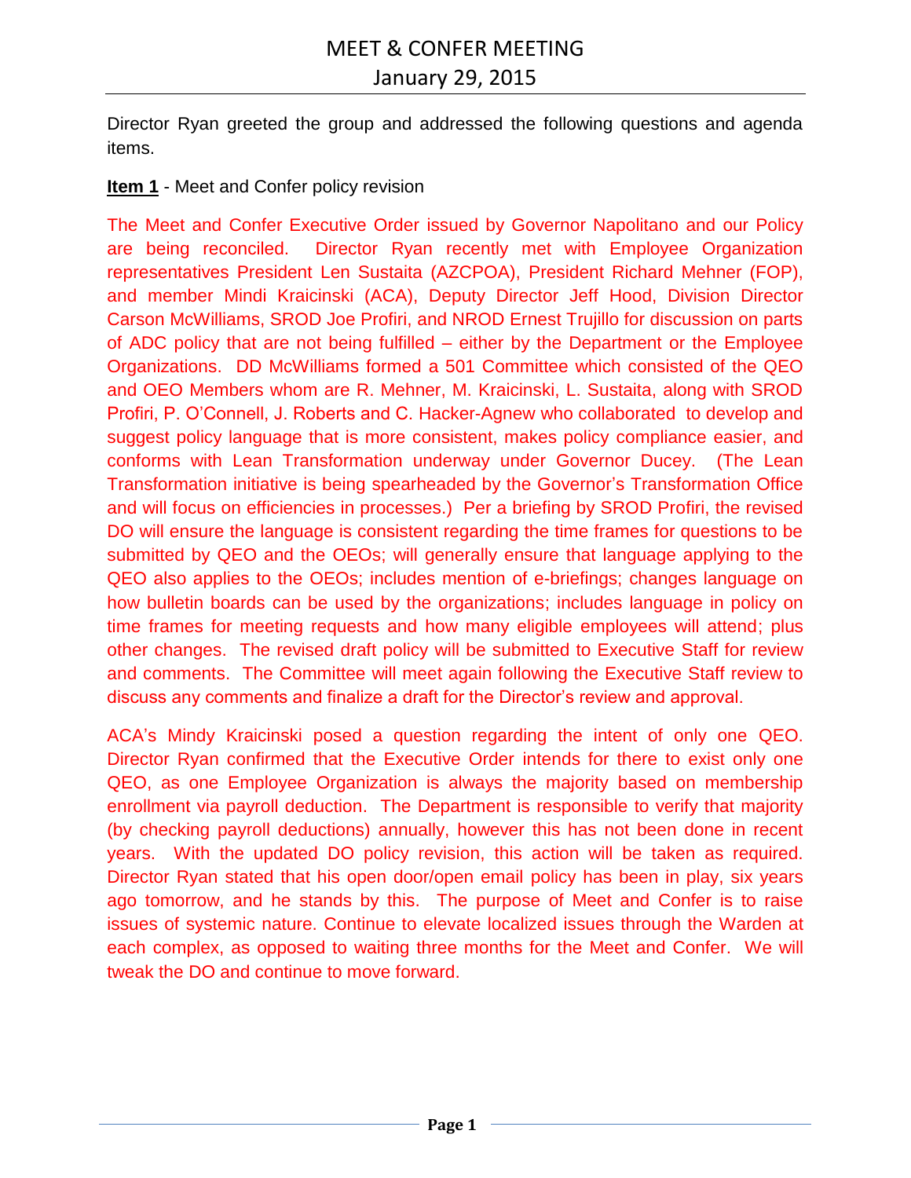# MEET & CONFER MEETING
## January 29, 2015

Director Ryan greeted the group and addressed the following questions and agenda items.

**Item 1** - Meet and Confer policy revision

The Meet and Confer Executive Order issued by Governor Napolitano and our Policy are being reconciled. Director Ryan recently met with Employee Organization representatives President Len Sustaita (AZCPOA), President Richard Mehner (FOP), and member Mindi Kraicinski (ACA), Deputy Director Jeff Hood, Division Director Carson McWilliams, SROD Joe Profiri, and NROD Ernest Trujillo for discussion on parts of ADC policy that are not being fulfilled – either by the Department or the Employee Organizations. DD McWilliams formed a 501 Committee which consisted of the QEO and OEO Members whom are R. Mehner, M. Kraicinski, L. Sustaita, along with SROD Profiri, P. O'Connell, J. Roberts and C. Hacker-Agnew who collaborated to develop and suggest policy language that is more consistent, makes policy compliance easier, and conforms with Lean Transformation underway under Governor Ducey. (The Lean Transformation initiative is being spearheaded by the Governor's Transformation Office and will focus on efficiencies in processes.) Per a briefing by SROD Profiri, the revised DO will ensure the language is consistent regarding the time frames for questions to be submitted by QEO and the OEOs; will generally ensure that language applying to the QEO also applies to the OEOs; includes mention of e-briefings; changes language on how bulletin boards can be used by the organizations; includes language in policy on time frames for meeting requests and how many eligible employees will attend; plus other changes. The revised draft policy will be submitted to Executive Staff for review and comments. The Committee will meet again following the Executive Staff review to discuss any comments and finalize a draft for the Director's review and approval.

ACA's Mindy Kraicinski posed a question regarding the intent of only one QEO. Director Ryan confirmed that the Executive Order intends for there to exist only one QEO, as one Employee Organization is always the majority based on membership enrollment via payroll deduction. The Department is responsible to verify that majority (by checking payroll deductions) annually, however this has not been done in recent years. With the updated DO policy revision, this action will be taken as required. Director Ryan stated that his open door/open email policy has been in play, six years ago tomorrow, and he stands by this. The purpose of Meet and Confer is to raise issues of systemic nature. Continue to elevate localized issues through the Warden at each complex, as opposed to waiting three months for the Meet and Confer. We will tweak the DO and continue to move forward.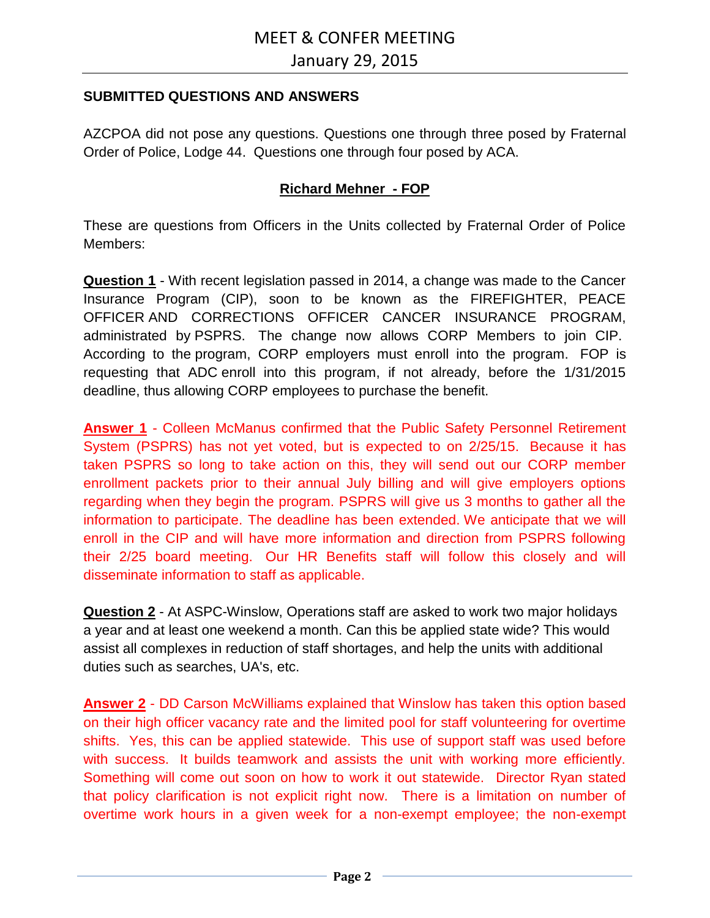## SUBMITTED QUESTIONS AND ANSWERS

AZCPOA did not pose any questions. Questions one through three posed by Fraternal Order of Police, Lodge 44. Questions one through four posed by ACA.

### Richard Mehner - FOP

These are questions from Officers in the Units collected by Fraternal Order of Police Members:

**Question 1** - With recent legislation passed in 2014, a change was made to the Cancer Insurance Program (CIP), soon to be known as the FIREFIGHTER, PEACE OFFICER AND CORRECTIONS OFFICER CANCER INSURANCE PROGRAM, administrated by PSPRS. The change now allows CORP Members to join CIP. According to the program, CORP employers must enroll into the program. FOP is requesting that ADC enroll into this program, if not already, before the 1/31/2015 deadline, thus allowing CORP employees to purchase the benefit.

**Answer 1** - Colleen McManus confirmed that the Public Safety Personnel Retirement System (PSPRS) has not yet voted, but is expected to on 2/25/15. Because it has taken PSPRS so long to take action on this, they will send out our CORP member enrollment packets prior to their annual July billing and will give employers options regarding when they begin the program. PSPRS will give us 3 months to gather all the information to participate. The deadline has been extended. We anticipate that we will enroll in the CIP and will have more information and direction from PSPRS following their 2/25 board meeting. Our HR Benefits staff will follow this closely and will disseminate information to staff as applicable.

**Question 2** - At ASPC-Winslow, Operations staff are asked to work two major holidays a year and at least one weekend a month. Can this be applied state wide? This would assist all complexes in reduction of staff shortages, and help the units with additional duties such as searches, UA's, etc.

**Answer 2** - DD Carson McWilliams explained that Winslow has taken this option based on their high officer vacancy rate and the limited pool for staff volunteering for overtime shifts. Yes, this can be applied statewide. This use of support staff was used before with success. It builds teamwork and assists the unit with working more efficiently. Something will come out soon on how to work it out statewide. Director Ryan stated that policy clarification is not explicit right now. There is a limitation on number of overtime work hours in a given week for a non-exempt employee; the non-exempt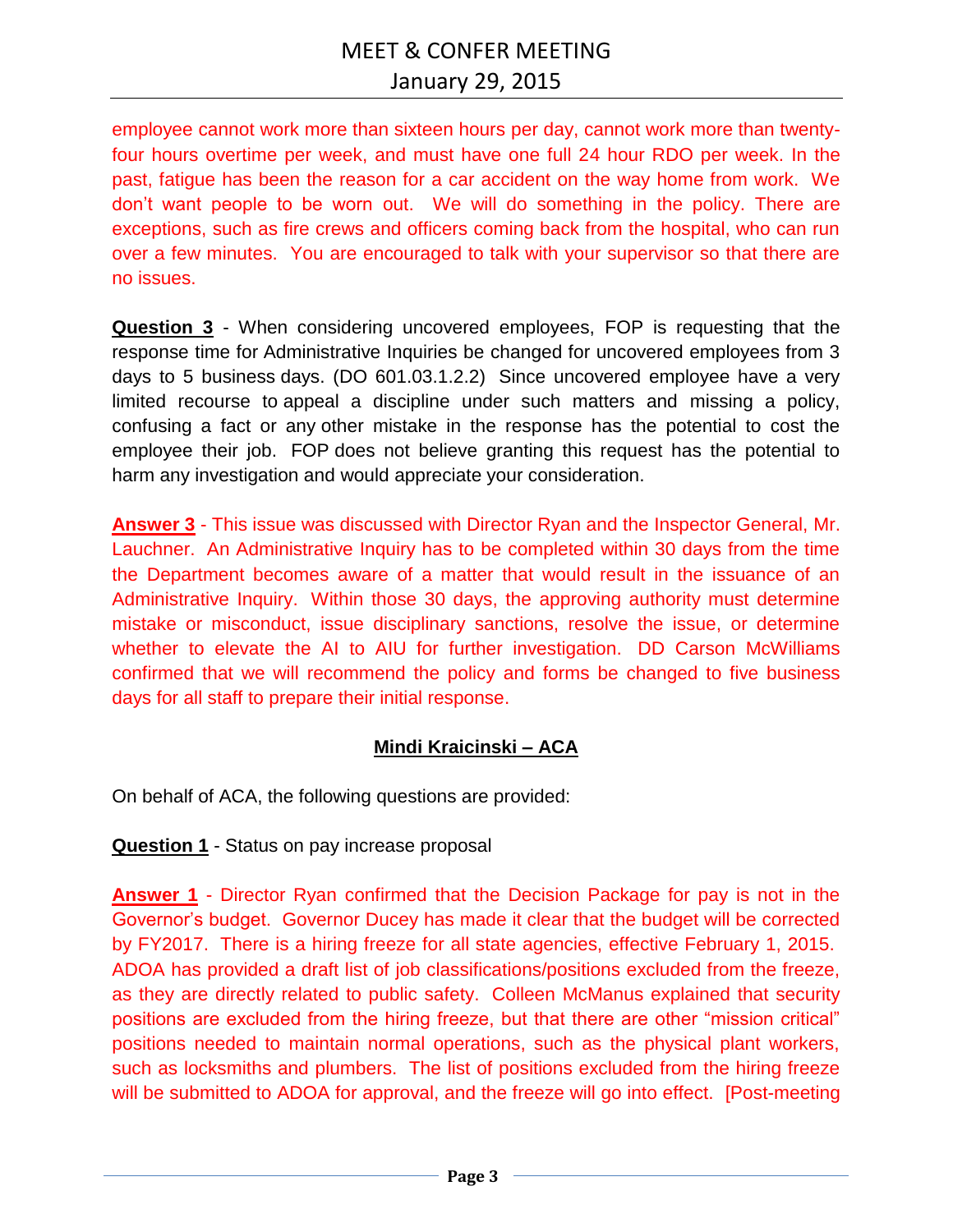employee cannot work more than sixteen hours per day, cannot work more than twenty-four hours overtime per week, and must have one full 24 hour RDO per week. In the past, fatigue has been the reason for a car accident on the way home from work. We don't want people to be worn out. We will do something in the policy. There are exceptions, such as fire crews and officers coming back from the hospital, who can run over a few minutes. You are encouraged to talk with your supervisor so that there are no issues.

**Question 3** - When considering uncovered employees, FOP is requesting that the response time for Administrative Inquiries be changed for uncovered employees from 3 days to 5 business days. (DO 601.03.1.2.2) Since uncovered employee have a very limited recourse to appeal a discipline under such matters and missing a policy, confusing a fact or any other mistake in the response has the potential to cost the employee their job. FOP does not believe granting this request has the potential to harm any investigation and would appreciate your consideration.

**Answer 3** - This issue was discussed with Director Ryan and the Inspector General, Mr. Lauchner. An Administrative Inquiry has to be completed within 30 days from the time the Department becomes aware of a matter that would result in the issuance of an Administrative Inquiry. Within those 30 days, the approving authority must determine mistake or misconduct, issue disciplinary sanctions, resolve the issue, or determine whether to elevate the AI to AIU for further investigation. DD Carson McWilliams confirmed that we will recommend the policy and forms be changed to five business days for all staff to prepare their initial response.

## Mindi Kraicinski – ACA

On behalf of ACA, the following questions are provided:

**Question 1** - Status on pay increase proposal

**Answer 1** - Director Ryan confirmed that the Decision Package for pay is not in the Governor's budget. Governor Ducey has made it clear that the budget will be corrected by FY2017. There is a hiring freeze for all state agencies, effective February 1, 2015. ADOA has provided a draft list of job classifications/positions excluded from the freeze, as they are directly related to public safety. Colleen McManus explained that security positions are excluded from the hiring freeze, but that there are other "mission critical" positions needed to maintain normal operations, such as the physical plant workers, such as locksmiths and plumbers. The list of positions excluded from the hiring freeze will be submitted to ADOA for approval, and the freeze will go into effect. [Post-meeting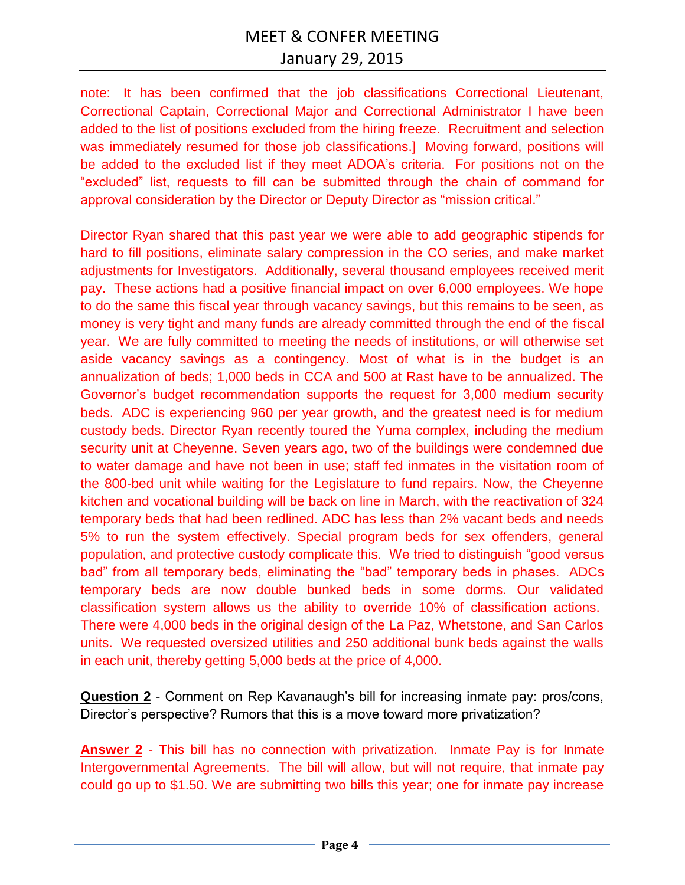note: It has been confirmed that the job classifications Correctional Lieutenant, Correctional Captain, Correctional Major and Correctional Administrator I have been added to the list of positions excluded from the hiring freeze. Recruitment and selection was immediately resumed for those job classifications.] Moving forward, positions will be added to the excluded list if they meet ADOA's criteria. For positions not on the "excluded" list, requests to fill can be submitted through the chain of command for approval consideration by the Director or Deputy Director as "mission critical."

Director Ryan shared that this past year we were able to add geographic stipends for hard to fill positions, eliminate salary compression in the CO series, and make market adjustments for Investigators. Additionally, several thousand employees received merit pay. These actions had a positive financial impact on over 6,000 employees. We hope to do the same this fiscal year through vacancy savings, but this remains to be seen, as money is very tight and many funds are already committed through the end of the fiscal year. We are fully committed to meeting the needs of institutions, or will otherwise set aside vacancy savings as a contingency. Most of what is in the budget is an annualization of beds; 1,000 beds in CCA and 500 at Rast have to be annualized. The Governor's budget recommendation supports the request for 3,000 medium security beds. ADC is experiencing 960 per year growth, and the greatest need is for medium custody beds. Director Ryan recently toured the Yuma complex, including the medium security unit at Cheyenne. Seven years ago, two of the buildings were condemned due to water damage and have not been in use; staff fed inmates in the visitation room of the 800-bed unit while waiting for the Legislature to fund repairs. Now, the Cheyenne kitchen and vocational building will be back on line in March, with the reactivation of 324 temporary beds that had been redlined. ADC has less than 2% vacant beds and needs 5% to run the system effectively. Special program beds for sex offenders, general population, and protective custody complicate this. We tried to distinguish "good versus bad" from all temporary beds, eliminating the "bad" temporary beds in phases. ADCs temporary beds are now double bunked beds in some dorms. Our validated classification system allows us the ability to override 10% of classification actions. There were 4,000 beds in the original design of the La Paz, Whetstone, and San Carlos units. We requested oversized utilities and 250 additional bunk beds against the walls in each unit, thereby getting 5,000 beds at the price of 4,000.

**Question 2** - Comment on Rep Kavanaugh's bill for increasing inmate pay: pros/cons, Director's perspective? Rumors that this is a move toward more privatization?

**Answer 2** - This bill has no connection with privatization. Inmate Pay is for Inmate Intergovernmental Agreements. The bill will allow, but will not require, that inmate pay could go up to $1.50. We are submitting two bills this year; one for inmate pay increase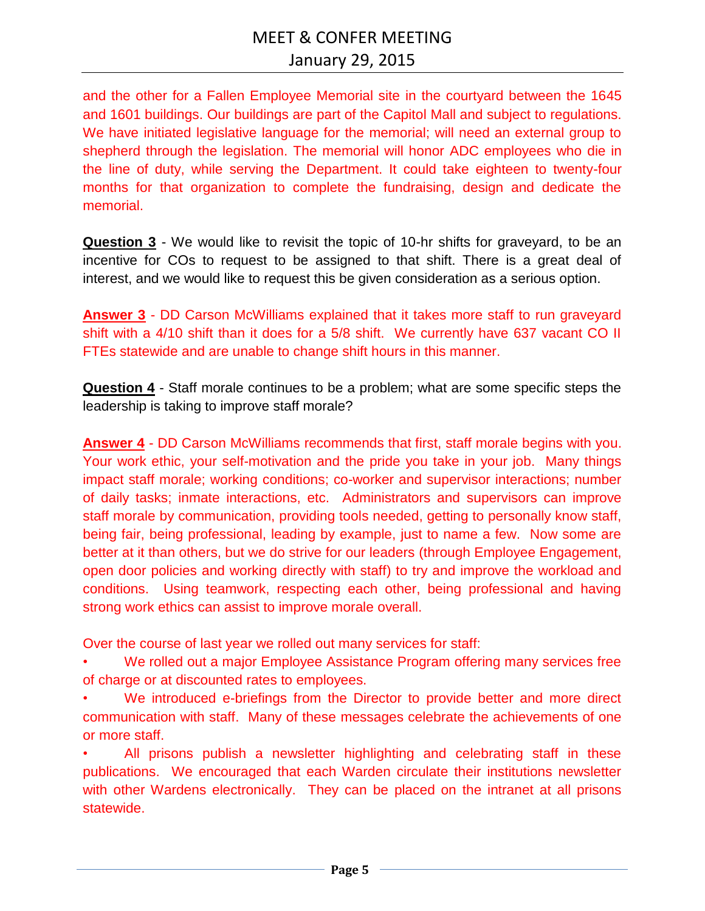and the other for a Fallen Employee Memorial site in the courtyard between the 1645 and 1601 buildings. Our buildings are part of the Capitol Mall and subject to regulations. We have initiated legislative language for the memorial; will need an external group to shepherd through the legislation. The memorial will honor ADC employees who die in the line of duty, while serving the Department. It could take eighteen to twenty-four months for that organization to complete the fundraising, design and dedicate the memorial.

**Question 3** - We would like to revisit the topic of 10-hr shifts for graveyard, to be an incentive for COs to request to be assigned to that shift. There is a great deal of interest, and we would like to request this be given consideration as a serious option.

**Answer 3** - DD Carson McWilliams explained that it takes more staff to run graveyard shift with a 4/10 shift than it does for a 5/8 shift. We currently have 637 vacant CO II FTEs statewide and are unable to change shift hours in this manner.

**Question 4** - Staff morale continues to be a problem; what are some specific steps the leadership is taking to improve staff morale?

**Answer 4** - DD Carson McWilliams recommends that first, staff morale begins with you. Your work ethic, your self-motivation and the pride you take in your job. Many things impact staff morale; working conditions; co-worker and supervisor interactions; number of daily tasks; inmate interactions, etc. Administrators and supervisors can improve staff morale by communication, providing tools needed, getting to personally know staff, being fair, being professional, leading by example, just to name a few. Now some are better at it than others, but we do strive for our leaders (through Employee Engagement, open door policies and working directly with staff) to try and improve the workload and conditions. Using teamwork, respecting each other, being professional and having strong work ethics can assist to improve morale overall.

Over the course of last year we rolled out many services for staff:

- We rolled out a major Employee Assistance Program offering many services free of charge or at discounted rates to employees.
- We introduced e-briefings from the Director to provide better and more direct communication with staff. Many of these messages celebrate the achievements of one or more staff.
- All prisons publish a newsletter highlighting and celebrating staff in these publications. We encouraged that each Warden circulate their institutions newsletter with other Wardens electronically. They can be placed on the intranet at all prisons statewide.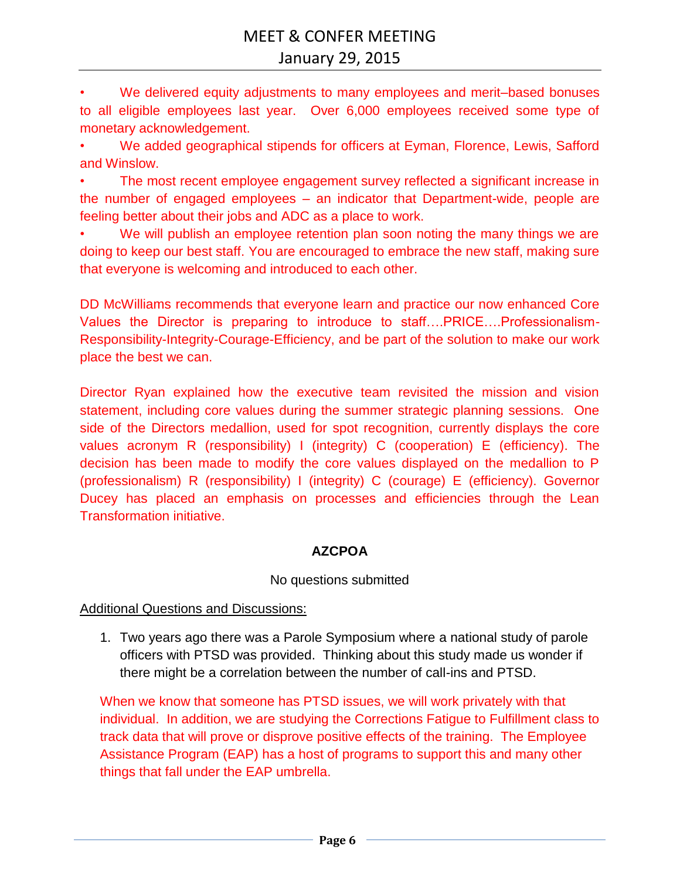- We delivered equity adjustments to many employees and merit–based bonuses to all eligible employees last year. Over 6,000 employees received some type of monetary acknowledgement.
- We added geographical stipends for officers at Eyman, Florence, Lewis, Safford and Winslow.
- The most recent employee engagement survey reflected a significant increase in the number of engaged employees – an indicator that Department-wide, people are feeling better about their jobs and ADC as a place to work.
- We will publish an employee retention plan soon noting the many things we are doing to keep our best staff. You are encouraged to embrace the new staff, making sure that everyone is welcoming and introduced to each other.

DD McWilliams recommends that everyone learn and practice our now enhanced Core Values the Director is preparing to introduce to staff….PRICE….Professionalism-Responsibility-Integrity-Courage-Efficiency, and be part of the solution to make our work place the best we can.

Director Ryan explained how the executive team revisited the mission and vision statement, including core values during the summer strategic planning sessions. One side of the Directors medallion, used for spot recognition, currently displays the core values acronym R (responsibility) I (integrity) C (cooperation) E (efficiency). The decision has been made to modify the core values displayed on the medallion to P (professionalism) R (responsibility) I (integrity) C (courage) E (efficiency). Governor Ducey has placed an emphasis on processes and efficiencies through the Lean Transformation initiative.

**AZCPOA**

No questions submitted

Additional Questions and Discussions:

1. Two years ago there was a Parole Symposium where a national study of parole officers with PTSD was provided. Thinking about this study made us wonder if there might be a correlation between the number of call-ins and PTSD.

   When we know that someone has PTSD issues, we will work privately with that individual. In addition, we are studying the Corrections Fatigue to Fulfillment class to track data that will prove or disprove positive effects of the training. The Employee Assistance Program (EAP) has a host of programs to support this and many other things that fall under the EAP umbrella.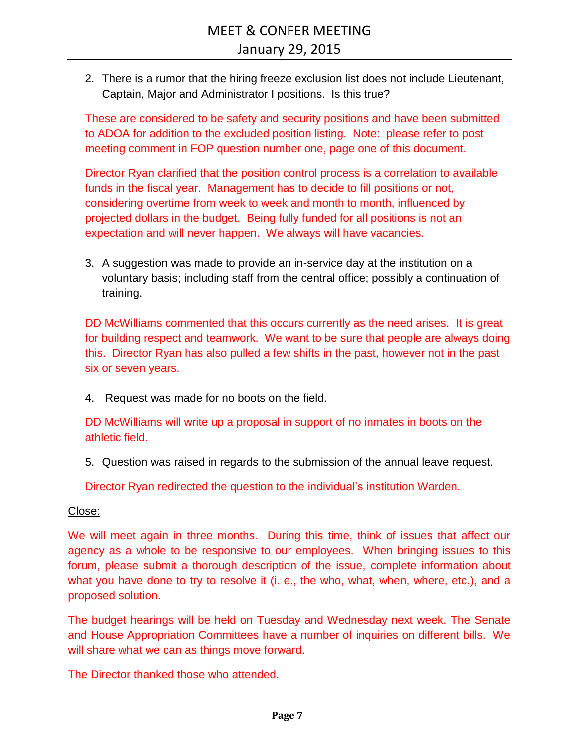2. There is a rumor that the hiring freeze exclusion list does not include Lieutenant, Captain, Major and Administrator I positions. Is this true?

These are considered to be safety and security positions and have been submitted to ADOA for addition to the excluded position listing. Note: please refer to post meeting comment in FOP question number one, page one of this document.

Director Ryan clarified that the position control process is a correlation to available funds in the fiscal year. Management has to decide to fill positions or not, considering overtime from week to week and month to month, influenced by projected dollars in the budget. Being fully funded for all positions is not an expectation and will never happen. We always will have vacancies.

3. A suggestion was made to provide an in-service day at the institution on a voluntary basis; including staff from the central office; possibly a continuation of training.

DD McWilliams commented that this occurs currently as the need arises. It is great for building respect and teamwork. We want to be sure that people are always doing this. Director Ryan has also pulled a few shifts in the past, however not in the past six or seven years.

4. Request was made for no boots on the field.

DD McWilliams will write up a proposal in support of no inmates in boots on the athletic field.

5. Question was raised in regards to the submission of the annual leave request.

Director Ryan redirected the question to the individual's institution Warden.

<u>Close:</u>

We will meet again in three months. During this time, think of issues that affect our agency as a whole to be responsive to our employees. When bringing issues to this forum, please submit a thorough description of the issue, complete information about what you have done to try to resolve it (i. e., the who, what, when, where, etc.), and a proposed solution.

The budget hearings will be held on Tuesday and Wednesday next week. The Senate and House Appropriation Committees have a number of inquiries on different bills. We will share what we can as things move forward.

The Director thanked those who attended.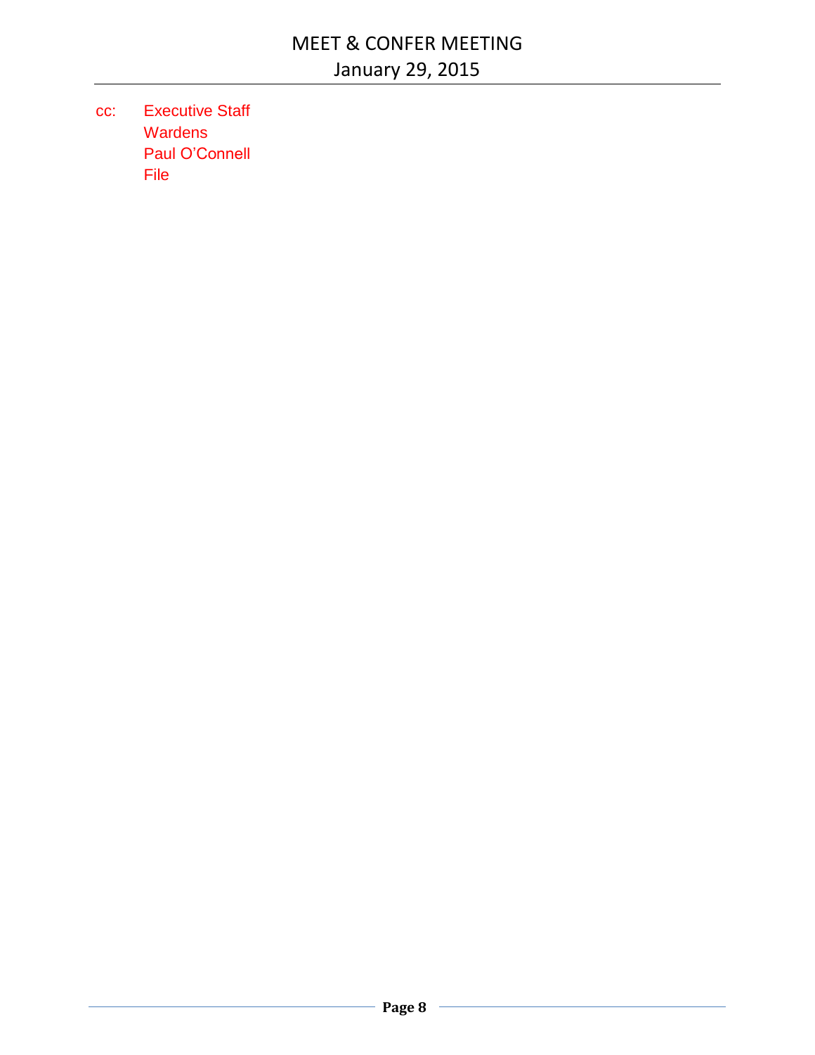cc: Executive Staff
Wardens
Paul O'Connell
File